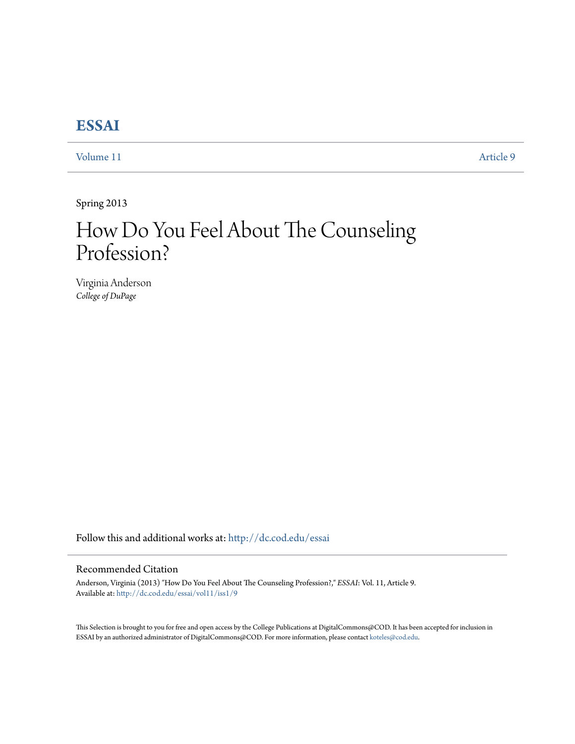# ESSAI

Volume 11 Article 9

Spring 2013

# How Do You Feel About The Counseling Profession?

Virginia Anderson
*College of DuPage*

Follow this and additional works at: http://dc.cod.edu/essai

## Recommended Citation

Anderson, Virginia (2013) "How Do You Feel About The Counseling Profession?," *ESSAI*: Vol. 11, Article 9.
Available at: http://dc.cod.edu/essai/vol11/iss1/9

This Selection is brought to you for free and open access by the College Publications at DigitalCommons@COD. It has been accepted for inclusion in ESSAI by an authorized administrator of DigitalCommons@COD. For more information, please contact koteles@cod.edu.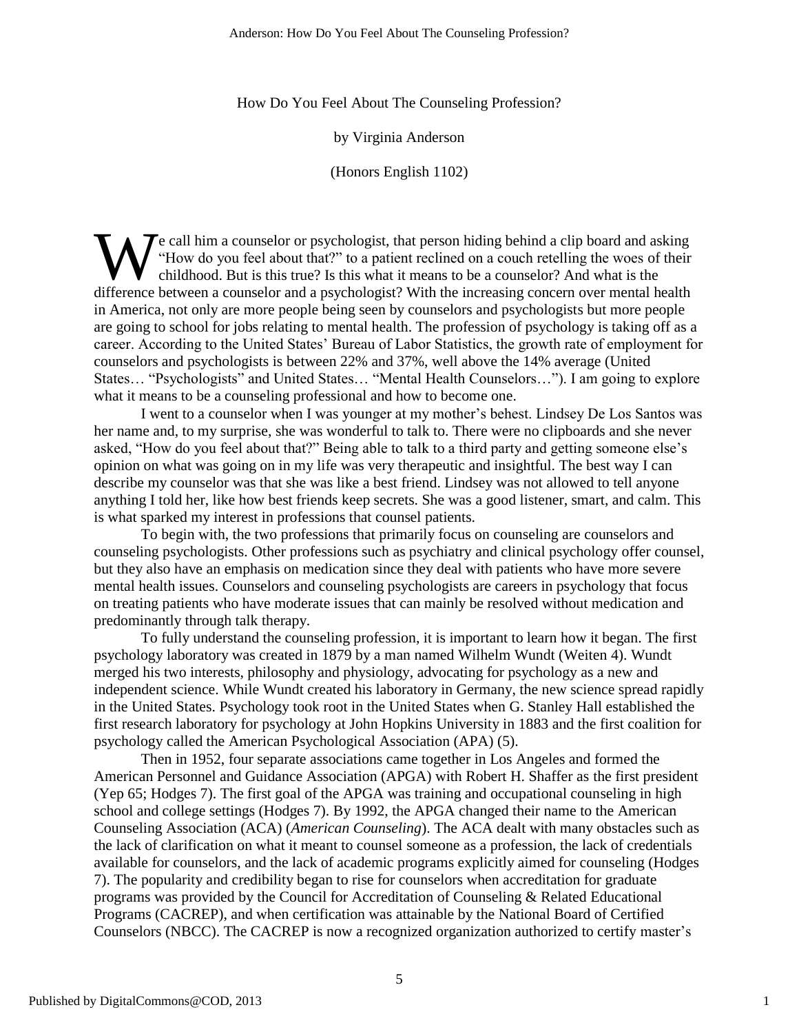How Do You Feel About The Counseling Profession?

by Virginia Anderson

(Honors English 1102)

We call him a counselor or psychologist, that person hiding behind a clip board and asking "How do you feel about that?" to a patient reclined on a couch retelling the woes of their childhood. But is this true? Is this what it means to be a counselor? And what is the difference between a counselor and a psychologist? With the increasing concern over mental health in America, not only are more people being seen by counselors and psychologists but more people are going to school for jobs relating to mental health. The profession of psychology is taking off as a career. According to the United States' Bureau of Labor Statistics, the growth rate of employment for counselors and psychologists is between 22% and 37%, well above the 14% average (United States… "Psychologists" and United States… "Mental Health Counselors…"). I am going to explore what it means to be a counseling professional and how to become one.

I went to a counselor when I was younger at my mother's behest. Lindsey De Los Santos was her name and, to my surprise, she was wonderful to talk to. There were no clipboards and she never asked, "How do you feel about that?" Being able to talk to a third party and getting someone else's opinion on what was going on in my life was very therapeutic and insightful. The best way I can describe my counselor was that she was like a best friend. Lindsey was not allowed to tell anyone anything I told her, like how best friends keep secrets. She was a good listener, smart, and calm. This is what sparked my interest in professions that counsel patients.

To begin with, the two professions that primarily focus on counseling are counselors and counseling psychologists. Other professions such as psychiatry and clinical psychology offer counsel, but they also have an emphasis on medication since they deal with patients who have more severe mental health issues. Counselors and counseling psychologists are careers in psychology that focus on treating patients who have moderate issues that can mainly be resolved without medication and predominantly through talk therapy.

To fully understand the counseling profession, it is important to learn how it began. The first psychology laboratory was created in 1879 by a man named Wilhelm Wundt (Weiten 4). Wundt merged his two interests, philosophy and physiology, advocating for psychology as a new and independent science. While Wundt created his laboratory in Germany, the new science spread rapidly in the United States. Psychology took root in the United States when G. Stanley Hall established the first research laboratory for psychology at John Hopkins University in 1883 and the first coalition for psychology called the American Psychological Association (APA) (5).

Then in 1952, four separate associations came together in Los Angeles and formed the American Personnel and Guidance Association (APGA) with Robert H. Shaffer as the first president (Yep 65; Hodges 7). The first goal of the APGA was training and occupational counseling in high school and college settings (Hodges 7). By 1992, the APGA changed their name to the American Counseling Association (ACA) (*American Counseling*). The ACA dealt with many obstacles such as the lack of clarification on what it meant to counsel someone as a profession, the lack of credentials available for counselors, and the lack of academic programs explicitly aimed for counseling (Hodges 7). The popularity and credibility began to rise for counselors when accreditation for graduate programs was provided by the Council for Accreditation of Counseling & Related Educational Programs (CACREP), and when certification was attainable by the National Board of Certified Counselors (NBCC). The CACREP is now a recognized organization authorized to certify master's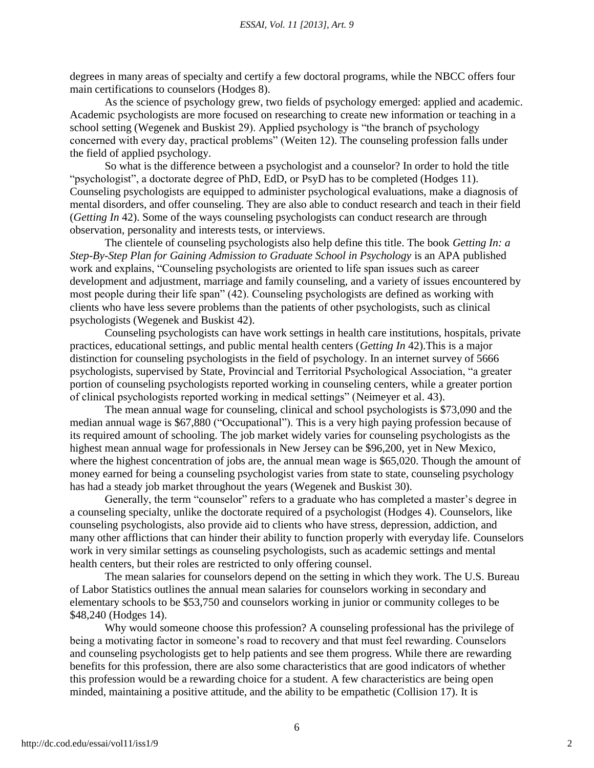degrees in many areas of specialty and certify a few doctoral programs, while the NBCC offers four main certifications to counselors (Hodges 8).

As the science of psychology grew, two fields of psychology emerged: applied and academic. Academic psychologists are more focused on researching to create new information or teaching in a school setting (Wegenek and Buskist 29). Applied psychology is "the branch of psychology concerned with every day, practical problems" (Weiten 12). The counseling profession falls under the field of applied psychology.

So what is the difference between a psychologist and a counselor? In order to hold the title "psychologist", a doctorate degree of PhD, EdD, or PsyD has to be completed (Hodges 11). Counseling psychologists are equipped to administer psychological evaluations, make a diagnosis of mental disorders, and offer counseling. They are also able to conduct research and teach in their field (*Getting In* 42). Some of the ways counseling psychologists can conduct research are through observation, personality and interests tests, or interviews.

The clientele of counseling psychologists also help define this title. The book *Getting In: a Step-By-Step Plan for Gaining Admission to Graduate School in Psychology* is an APA published work and explains, "Counseling psychologists are oriented to life span issues such as career development and adjustment, marriage and family counseling, and a variety of issues encountered by most people during their life span" (42). Counseling psychologists are defined as working with clients who have less severe problems than the patients of other psychologists, such as clinical psychologists (Wegenek and Buskist 42).

Counseling psychologists can have work settings in health care institutions, hospitals, private practices, educational settings, and public mental health centers (*Getting In* 42).This is a major distinction for counseling psychologists in the field of psychology. In an internet survey of 5666 psychologists, supervised by State, Provincial and Territorial Psychological Association, "a greater portion of counseling psychologists reported working in counseling centers, while a greater portion of clinical psychologists reported working in medical settings" (Neimeyer et al. 43).

The mean annual wage for counseling, clinical and school psychologists is $73,090 and the median annual wage is $67,880 ("Occupational"). This is a very high paying profession because of its required amount of schooling. The job market widely varies for counseling psychologists as the highest mean annual wage for professionals in New Jersey can be $96,200, yet in New Mexico, where the highest concentration of jobs are, the annual mean wage is $65,020. Though the amount of money earned for being a counseling psychologist varies from state to state, counseling psychology has had a steady job market throughout the years (Wegenek and Buskist 30).

Generally, the term "counselor" refers to a graduate who has completed a master's degree in a counseling specialty, unlike the doctorate required of a psychologist (Hodges 4). Counselors, like counseling psychologists, also provide aid to clients who have stress, depression, addiction, and many other afflictions that can hinder their ability to function properly with everyday life. Counselors work in very similar settings as counseling psychologists, such as academic settings and mental health centers, but their roles are restricted to only offering counsel.

The mean salaries for counselors depend on the setting in which they work. The U.S. Bureau of Labor Statistics outlines the annual mean salaries for counselors working in secondary and elementary schools to be $53,750 and counselors working in junior or community colleges to be $48,240 (Hodges 14).

Why would someone choose this profession? A counseling professional has the privilege of being a motivating factor in someone's road to recovery and that must feel rewarding. Counselors and counseling psychologists get to help patients and see them progress. While there are rewarding benefits for this profession, there are also some characteristics that are good indicators of whether this profession would be a rewarding choice for a student. A few characteristics are being open minded, maintaining a positive attitude, and the ability to be empathetic (Collision 17). It is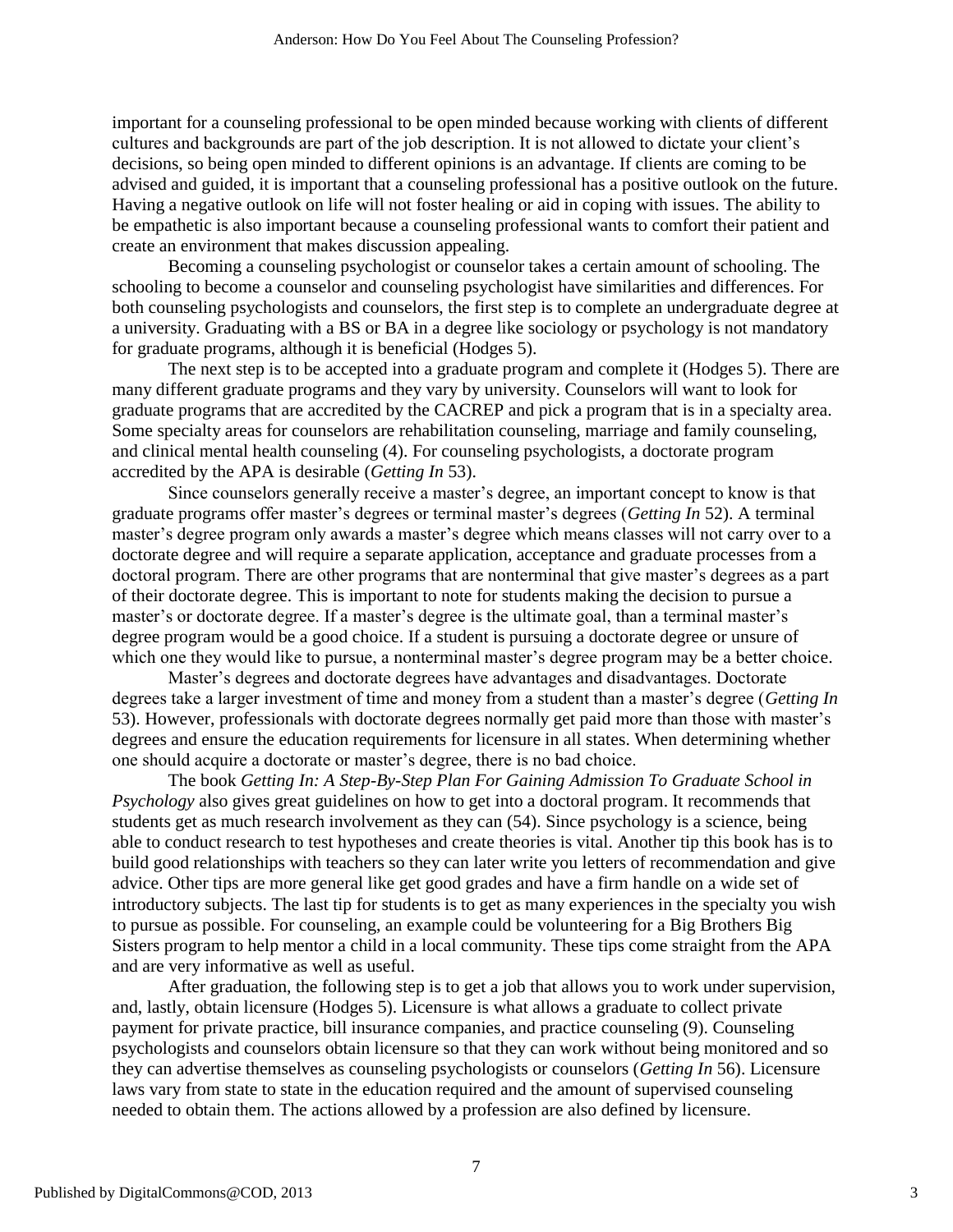important for a counseling professional to be open minded because working with clients of different cultures and backgrounds are part of the job description. It is not allowed to dictate your client's decisions, so being open minded to different opinions is an advantage. If clients are coming to be advised and guided, it is important that a counseling professional has a positive outlook on the future. Having a negative outlook on life will not foster healing or aid in coping with issues. The ability to be empathetic is also important because a counseling professional wants to comfort their patient and create an environment that makes discussion appealing.

Becoming a counseling psychologist or counselor takes a certain amount of schooling. The schooling to become a counselor and counseling psychologist have similarities and differences. For both counseling psychologists and counselors, the first step is to complete an undergraduate degree at a university. Graduating with a BS or BA in a degree like sociology or psychology is not mandatory for graduate programs, although it is beneficial (Hodges 5).

The next step is to be accepted into a graduate program and complete it (Hodges 5). There are many different graduate programs and they vary by university. Counselors will want to look for graduate programs that are accredited by the CACREP and pick a program that is in a specialty area. Some specialty areas for counselors are rehabilitation counseling, marriage and family counseling, and clinical mental health counseling (4). For counseling psychologists, a doctorate program accredited by the APA is desirable (*Getting In* 53).

Since counselors generally receive a master's degree, an important concept to know is that graduate programs offer master's degrees or terminal master's degrees (*Getting In* 52). A terminal master's degree program only awards a master's degree which means classes will not carry over to a doctorate degree and will require a separate application, acceptance and graduate processes from a doctoral program. There are other programs that are nonterminal that give master's degrees as a part of their doctorate degree. This is important to note for students making the decision to pursue a master's or doctorate degree. If a master's degree is the ultimate goal, than a terminal master's degree program would be a good choice. If a student is pursuing a doctorate degree or unsure of which one they would like to pursue, a nonterminal master's degree program may be a better choice.

Master's degrees and doctorate degrees have advantages and disadvantages. Doctorate degrees take a larger investment of time and money from a student than a master's degree (*Getting In* 53). However, professionals with doctorate degrees normally get paid more than those with master's degrees and ensure the education requirements for licensure in all states. When determining whether one should acquire a doctorate or master's degree, there is no bad choice.

The book *Getting In: A Step-By-Step Plan For Gaining Admission To Graduate School in Psychology* also gives great guidelines on how to get into a doctoral program. It recommends that students get as much research involvement as they can (54). Since psychology is a science, being able to conduct research to test hypotheses and create theories is vital. Another tip this book has is to build good relationships with teachers so they can later write you letters of recommendation and give advice. Other tips are more general like get good grades and have a firm handle on a wide set of introductory subjects. The last tip for students is to get as many experiences in the specialty you wish to pursue as possible. For counseling, an example could be volunteering for a Big Brothers Big Sisters program to help mentor a child in a local community. These tips come straight from the APA and are very informative as well as useful.

After graduation, the following step is to get a job that allows you to work under supervision, and, lastly, obtain licensure (Hodges 5). Licensure is what allows a graduate to collect private payment for private practice, bill insurance companies, and practice counseling (9). Counseling psychologists and counselors obtain licensure so that they can work without being monitored and so they can advertise themselves as counseling psychologists or counselors (*Getting In* 56). Licensure laws vary from state to state in the education required and the amount of supervised counseling needed to obtain them. The actions allowed by a profession are also defined by licensure.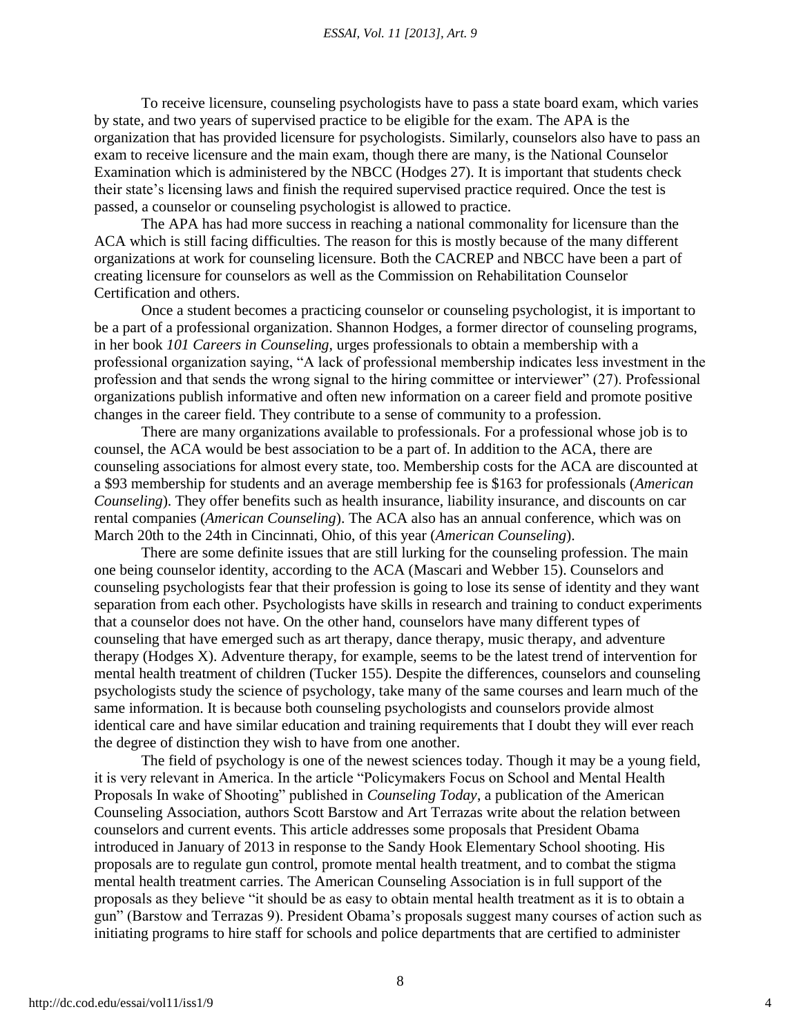To receive licensure, counseling psychologists have to pass a state board exam, which varies by state, and two years of supervised practice to be eligible for the exam. The APA is the organization that has provided licensure for psychologists. Similarly, counselors also have to pass an exam to receive licensure and the main exam, though there are many, is the National Counselor Examination which is administered by the NBCC (Hodges 27). It is important that students check their state's licensing laws and finish the required supervised practice required. Once the test is passed, a counselor or counseling psychologist is allowed to practice.

The APA has had more success in reaching a national commonality for licensure than the ACA which is still facing difficulties. The reason for this is mostly because of the many different organizations at work for counseling licensure. Both the CACREP and NBCC have been a part of creating licensure for counselors as well as the Commission on Rehabilitation Counselor Certification and others.

Once a student becomes a practicing counselor or counseling psychologist, it is important to be a part of a professional organization. Shannon Hodges, a former director of counseling programs, in her book *101 Careers in Counseling*, urges professionals to obtain a membership with a professional organization saying, "A lack of professional membership indicates less investment in the profession and that sends the wrong signal to the hiring committee or interviewer" (27). Professional organizations publish informative and often new information on a career field and promote positive changes in the career field. They contribute to a sense of community to a profession.

There are many organizations available to professionals. For a professional whose job is to counsel, the ACA would be best association to be a part of. In addition to the ACA, there are counseling associations for almost every state, too. Membership costs for the ACA are discounted at a $93 membership for students and an average membership fee is $163 for professionals (*American Counseling*). They offer benefits such as health insurance, liability insurance, and discounts on car rental companies (*American Counseling*). The ACA also has an annual conference, which was on March 20th to the 24th in Cincinnati, Ohio, of this year (*American Counseling*).

There are some definite issues that are still lurking for the counseling profession. The main one being counselor identity, according to the ACA (Mascari and Webber 15). Counselors and counseling psychologists fear that their profession is going to lose its sense of identity and they want separation from each other. Psychologists have skills in research and training to conduct experiments that a counselor does not have. On the other hand, counselors have many different types of counseling that have emerged such as art therapy, dance therapy, music therapy, and adventure therapy (Hodges X). Adventure therapy, for example, seems to be the latest trend of intervention for mental health treatment of children (Tucker 155). Despite the differences, counselors and counseling psychologists study the science of psychology, take many of the same courses and learn much of the same information. It is because both counseling psychologists and counselors provide almost identical care and have similar education and training requirements that I doubt they will ever reach the degree of distinction they wish to have from one another.

The field of psychology is one of the newest sciences today. Though it may be a young field, it is very relevant in America. In the article "Policymakers Focus on School and Mental Health Proposals In wake of Shooting" published in *Counseling Today*, a publication of the American Counseling Association, authors Scott Barstow and Art Terrazas write about the relation between counselors and current events. This article addresses some proposals that President Obama introduced in January of 2013 in response to the Sandy Hook Elementary School shooting. His proposals are to regulate gun control, promote mental health treatment, and to combat the stigma mental health treatment carries. The American Counseling Association is in full support of the proposals as they believe "it should be as easy to obtain mental health treatment as it is to obtain a gun" (Barstow and Terrazas 9). President Obama's proposals suggest many courses of action such as initiating programs to hire staff for schools and police departments that are certified to administer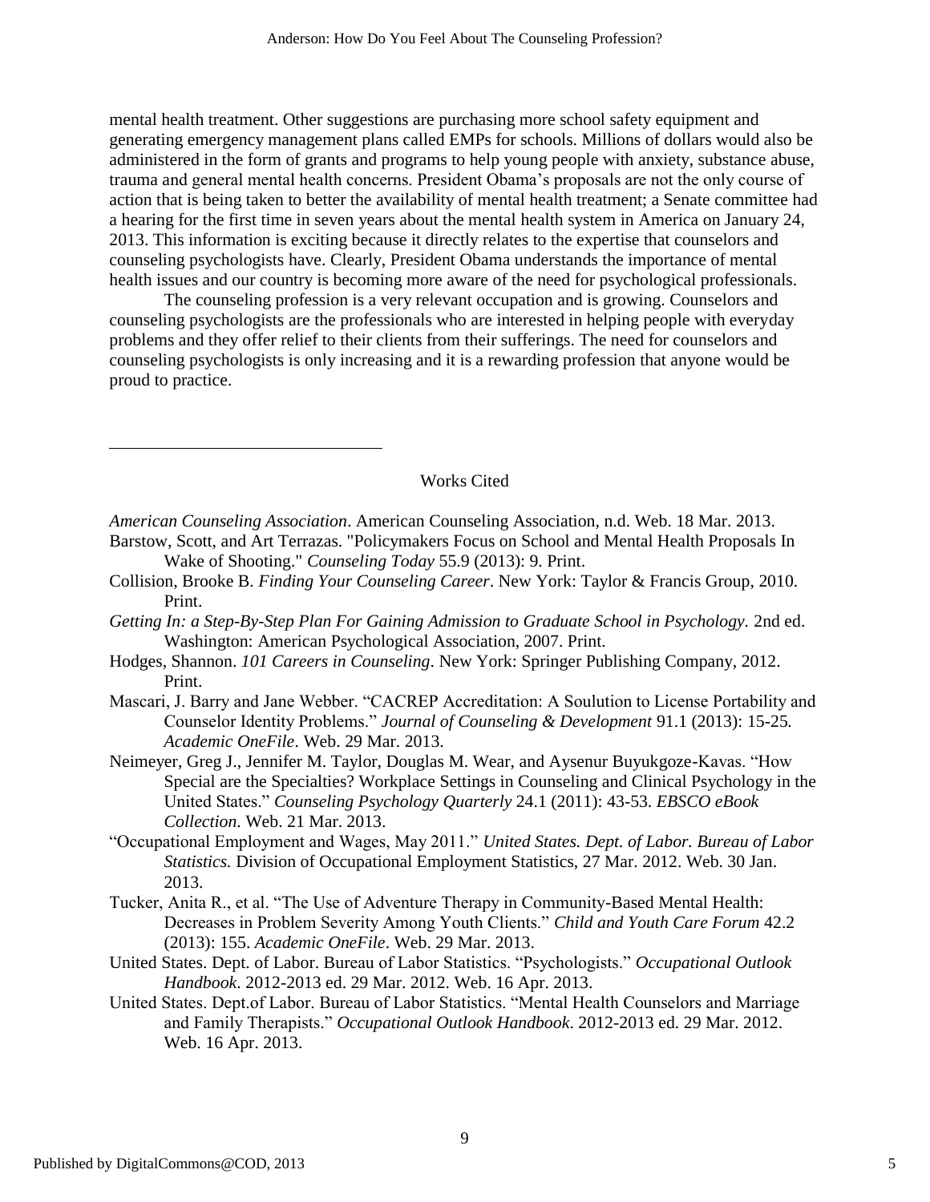mental health treatment. Other suggestions are purchasing more school safety equipment and generating emergency management plans called EMPs for schools. Millions of dollars would also be administered in the form of grants and programs to help young people with anxiety, substance abuse, trauma and general mental health concerns. President Obama's proposals are not the only course of action that is being taken to better the availability of mental health treatment; a Senate committee had a hearing for the first time in seven years about the mental health system in America on January 24, 2013. This information is exciting because it directly relates to the expertise that counselors and counseling psychologists have. Clearly, President Obama understands the importance of mental health issues and our country is becoming more aware of the need for psychological professionals.

The counseling profession is a very relevant occupation and is growing. Counselors and counseling psychologists are the professionals who are interested in helping people with everyday problems and they offer relief to their clients from their sufferings. The need for counselors and counseling psychologists is only increasing and it is a rewarding profession that anyone would be proud to practice.

## Works Cited

*American Counseling Association*. American Counseling Association, n.d. Web. 18 Mar. 2013.

Barstow, Scott, and Art Terrazas. "Policymakers Focus on School and Mental Health Proposals In Wake of Shooting." *Counseling Today* 55.9 (2013): 9. Print.

Collision, Brooke B. *Finding Your Counseling Career*. New York: Taylor & Francis Group, 2010. Print.

*Getting In: a Step-By-Step Plan For Gaining Admission to Graduate School in Psychology.* 2nd ed. Washington: American Psychological Association, 2007. Print.

Hodges, Shannon. *101 Careers in Counseling*. New York: Springer Publishing Company, 2012. Print.

Mascari, J. Barry and Jane Webber. "CACREP Accreditation: A Soulution to License Portability and Counselor Identity Problems." *Journal of Counseling & Development* 91.1 (2013): 15-25. *Academic OneFile*. Web. 29 Mar. 2013.

Neimeyer, Greg J., Jennifer M. Taylor, Douglas M. Wear, and Aysenur Buyukgoze-Kavas. "How Special are the Specialties? Workplace Settings in Counseling and Clinical Psychology in the United States." *Counseling Psychology Quarterly* 24.1 (2011): 43-53. *EBSCO eBook Collection*. Web. 21 Mar. 2013.

"Occupational Employment and Wages, May 2011." *United States. Dept. of Labor. Bureau of Labor Statistics.* Division of Occupational Employment Statistics, 27 Mar. 2012. Web. 30 Jan. 2013.

Tucker, Anita R., et al. "The Use of Adventure Therapy in Community-Based Mental Health: Decreases in Problem Severity Among Youth Clients." *Child and Youth Care Forum* 42.2 (2013): 155. *Academic OneFile*. Web. 29 Mar. 2013.

United States. Dept. of Labor. Bureau of Labor Statistics. "Psychologists." *Occupational Outlook Handbook*. 2012-2013 ed. 29 Mar. 2012. Web. 16 Apr. 2013.

United States. Dept.of Labor. Bureau of Labor Statistics. "Mental Health Counselors and Marriage and Family Therapists." *Occupational Outlook Handbook*. 2012-2013 ed. 29 Mar. 2012. Web. 16 Apr. 2013.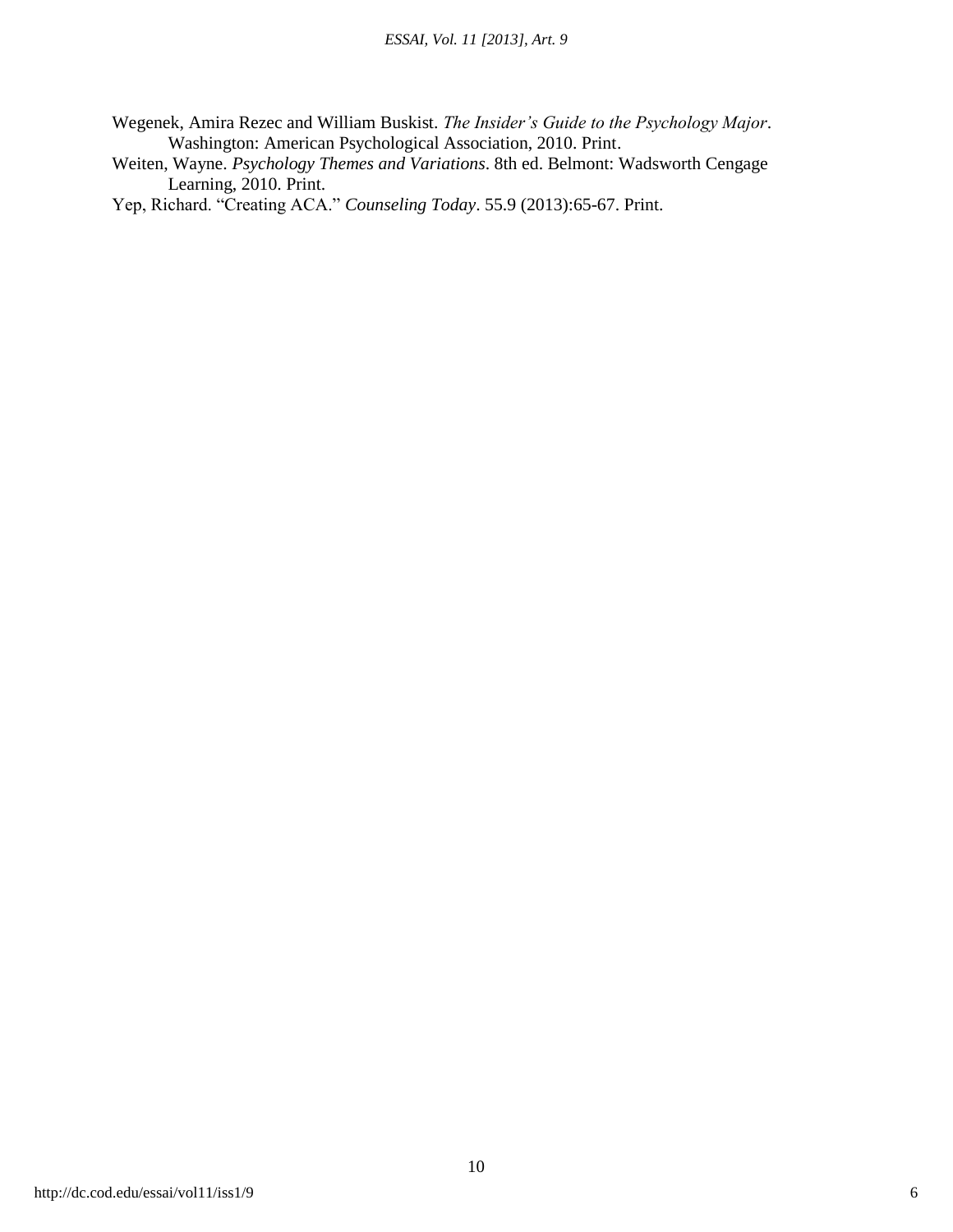Wegenek, Amira Rezec and William Buskist. *The Insider's Guide to the Psychology Major*. Washington: American Psychological Association, 2010. Print.

Weiten, Wayne. *Psychology Themes and Variations*. 8th ed. Belmont: Wadsworth Cengage Learning, 2010. Print.

Yep, Richard. "Creating ACA." *Counseling Today*. 55.9 (2013):65-67. Print.